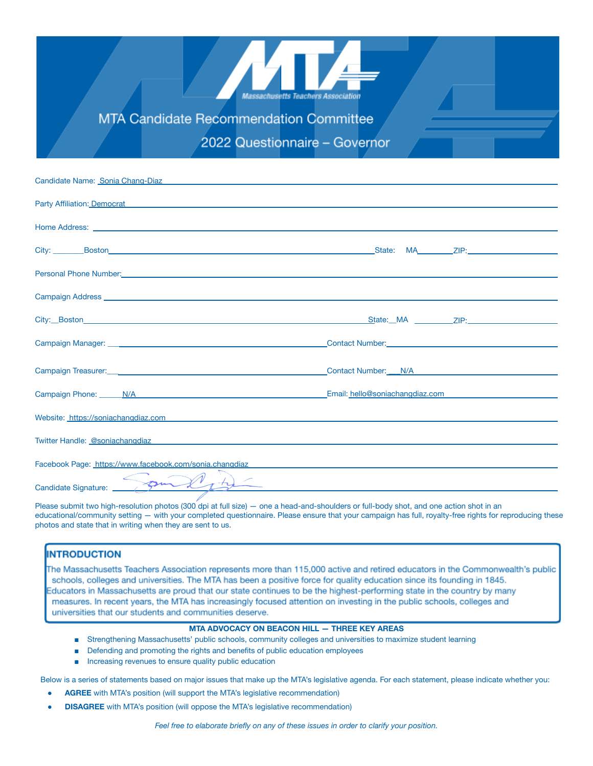# MTA

Massachusetts Teachers Association

## MTA Candidate Recommendation Committee

## 2022 Questionnaire – Governor

Candidate Name: Sonia Chang-Diaz

Party Affiliation: Democrat

Home Address:

City: Boston State: MA ZIP:

Personal Phone Number:

Campaign Address

City: Boston State: MA ZIP:

Campaign Manager: Contact Number:

Campaign Treasurer: Contact Number: N/A

Campaign Phone: N/A Email: hello@soniachangdiaz.com

Website: https://soniachangdiaz.com

Twitter Handle: @soniachangdiaz

Facebook Page: https://www.facebook.com/sonia.changdiaz

Candidate Signature:

Please submit two high-resolution photos (300 dpi at full size) — one a head-and-shoulders or full-body shot, and one action shot in an educational/community setting — with your completed questionnaire. Please ensure that your campaign has full, royalty-free rights for reproducing these photos and state that in writing when they are sent to us.

## INTRODUCTION

The Massachusetts Teachers Association represents more than 115,000 active and retired educators in the Commonwealth's public schools, colleges and universities. The MTA has been a positive force for quality education since its founding in 1845. Educators in Massachusetts are proud that our state continues to be the highest-performing state in the country by many measures. In recent years, the MTA has increasingly focused attention on investing in the public schools, colleges and universities that our students and communities deserve.

**MTA ADVOCACY ON BEACON HILL — THREE KEY AREAS**

- Strengthening Massachusetts' public schools, community colleges and universities to maximize student learning
- Defending and promoting the rights and benefits of public education employees
- Increasing revenues to ensure quality public education

Below is a series of statements based on major issues that make up the MTA's legislative agenda. For each statement, please indicate whether you:

- **AGREE** with MTA's position (will support the MTA's legislative recommendation)
- **DISAGREE** with MTA's position (will oppose the MTA's legislative recommendation)

*Feel free to elaborate briefly on any of these issues in order to clarify your position.*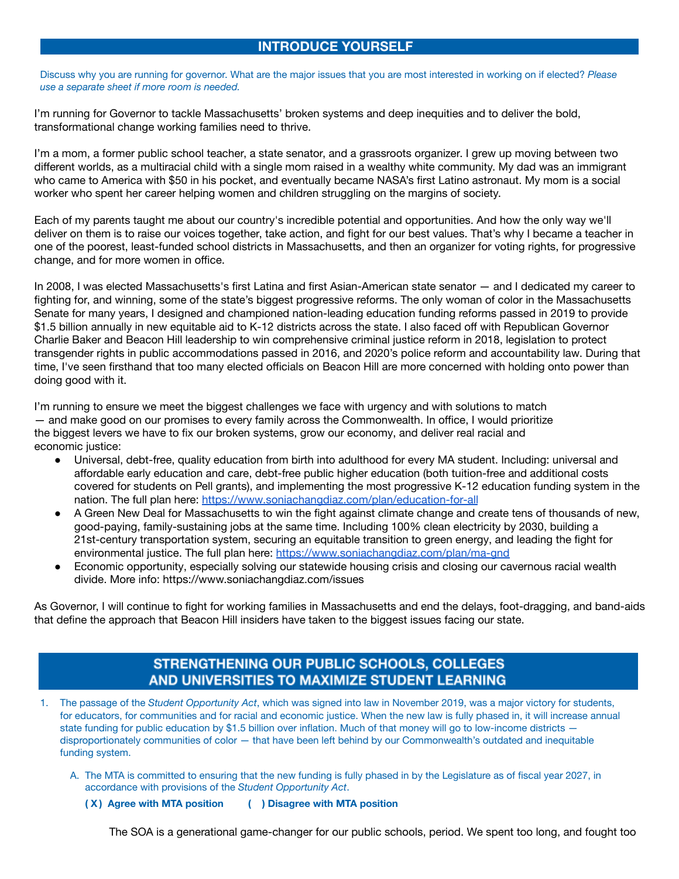## INTRODUCE YOURSELF

Discuss why you are running for governor. What are the major issues that you are most interested in working on if elected? *Please use a separate sheet if more room is needed.*

I'm running for Governor to tackle Massachusetts' broken systems and deep inequities and to deliver the bold, transformational change working families need to thrive.

I'm a mom, a former public school teacher, a state senator, and a grassroots organizer. I grew up moving between two different worlds, as a multiracial child with a single mom raised in a wealthy white community. My dad was an immigrant who came to America with $50 in his pocket, and eventually became NASA's first Latino astronaut. My mom is a social worker who spent her career helping women and children struggling on the margins of society.

Each of my parents taught me about our country's incredible potential and opportunities. And how the only way we'll deliver on them is to raise our voices together, take action, and fight for our best values. That's why I became a teacher in one of the poorest, least-funded school districts in Massachusetts, and then an organizer for voting rights, for progressive change, and for more women in office.

In 2008, I was elected Massachusetts's first Latina and first Asian-American state senator — and I dedicated my career to fighting for, and winning, some of the state's biggest progressive reforms. The only woman of color in the Massachusetts Senate for many years, I designed and championed nation-leading education funding reforms passed in 2019 to provide $1.5 billion annually in new equitable aid to K-12 districts across the state. I also faced off with Republican Governor Charlie Baker and Beacon Hill leadership to win comprehensive criminal justice reform in 2018, legislation to protect transgender rights in public accommodations passed in 2016, and 2020's police reform and accountability law. During that time, I've seen firsthand that too many elected officials on Beacon Hill are more concerned with holding onto power than doing good with it.

I'm running to ensure we meet the biggest challenges we face with urgency and with solutions to match — and make good on our promises to every family across the Commonwealth. In office, I would prioritize the biggest levers we have to fix our broken systems, grow our economy, and deliver real racial and economic justice:

- Universal, debt-free, quality education from birth into adulthood for every MA student. Including: universal and affordable early education and care, debt-free public higher education (both tuition-free and additional costs covered for students on Pell grants), and implementing the most progressive K-12 education funding system in the nation. The full plan here: https://www.soniachangdiaz.com/plan/education-for-all
- A Green New Deal for Massachusetts to win the fight against climate change and create tens of thousands of new, good-paying, family-sustaining jobs at the same time. Including 100% clean electricity by 2030, building a 21st-century transportation system, securing an equitable transition to green energy, and leading the fight for environmental justice. The full plan here: https://www.soniachangdiaz.com/plan/ma-gnd
- Economic opportunity, especially solving our statewide housing crisis and closing our cavernous racial wealth divide. More info: https://www.soniachangdiaz.com/issues

As Governor, I will continue to fight for working families in Massachusetts and end the delays, foot-dragging, and band-aids that define the approach that Beacon Hill insiders have taken to the biggest issues facing our state.

## STRENGTHENING OUR PUBLIC SCHOOLS, COLLEGES AND UNIVERSITIES TO MAXIMIZE STUDENT LEARNING

1. The passage of the *Student Opportunity Act*, which was signed into law in November 2019, was a major victory for students, for educators, for communities and for racial and economic justice. When the new law is fully phased in, it will increase annual state funding for public education by $1.5 billion over inflation. Much of that money will go to low-income districts — disproportionately communities of color — that have been left behind by our Commonwealth's outdated and inequitable funding system.

   A. The MTA is committed to ensuring that the new funding is fully phased in by the Legislature as of fiscal year 2027, in accordance with provisions of the *Student Opportunity Act*.

   **( X ) Agree with MTA position** **( ) Disagree with MTA position**

   The SOA is a generational game-changer for our public schools, period. We spent too long, and fought too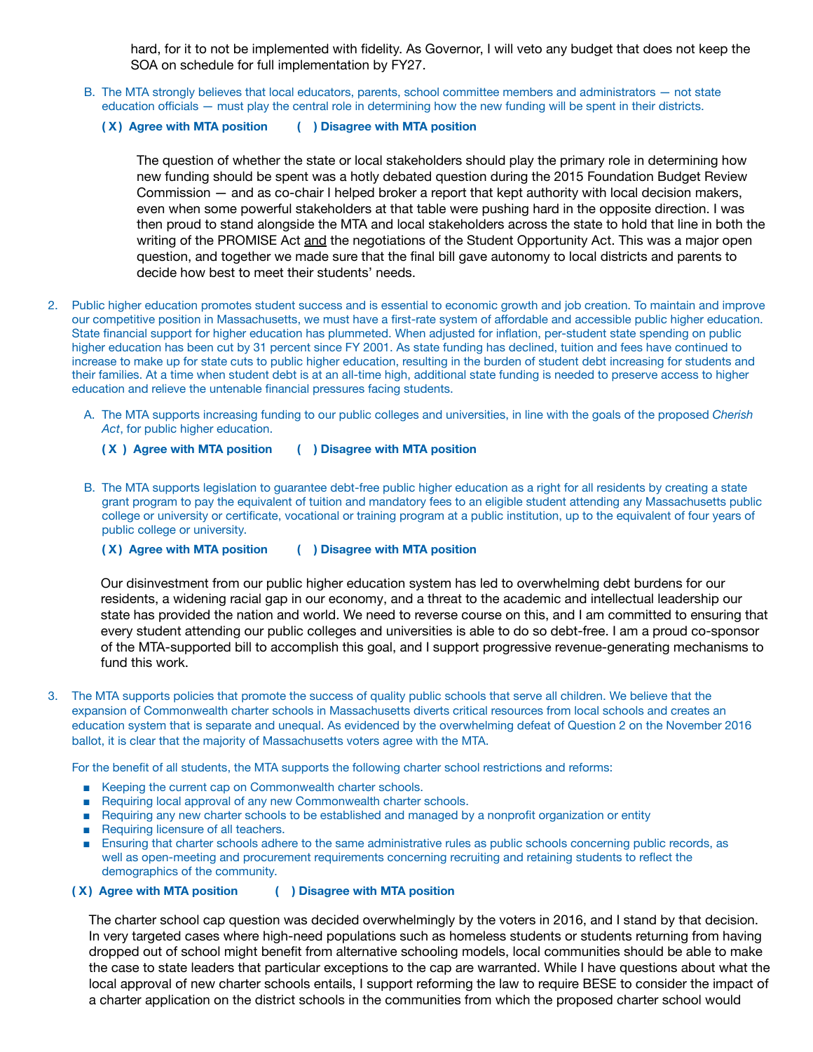hard, for it to not be implemented with fidelity. As Governor, I will veto any budget that does not keep the SOA on schedule for full implementation by FY27.

B. The MTA strongly believes that local educators, parents, school committee members and administrators — not state education officials — must play the central role in determining how the new funding will be spent in their districts.

**( X ) Agree with MTA position     (   ) Disagree with MTA position**

The question of whether the state or local stakeholders should play the primary role in determining how new funding should be spent was a hotly debated question during the 2015 Foundation Budget Review Commission — and as co-chair I helped broker a report that kept authority with local decision makers, even when some powerful stakeholders at that table were pushing hard in the opposite direction. I was then proud to stand alongside the MTA and local stakeholders across the state to hold that line in both the writing of the PROMISE Act <u>and</u> the negotiations of the Student Opportunity Act. This was a major open question, and together we made sure that the final bill gave autonomy to local districts and parents to decide how best to meet their students' needs.

2. Public higher education promotes student success and is essential to economic growth and job creation. To maintain and improve our competitive position in Massachusetts, we must have a first-rate system of affordable and accessible public higher education. State financial support for higher education has plummeted. When adjusted for inflation, per-student state spending on public higher education has been cut by 31 percent since FY 2001. As state funding has declined, tuition and fees have continued to increase to make up for state cuts to public higher education, resulting in the burden of student debt increasing for students and their families. At a time when student debt is at an all-time high, additional state funding is needed to preserve access to higher education and relieve the untenable financial pressures facing students.

A. The MTA supports increasing funding to our public colleges and universities, in line with the goals of the proposed *Cherish Act*, for public higher education.

**( X ) Agree with MTA position     (   ) Disagree with MTA position**

B. The MTA supports legislation to guarantee debt-free public higher education as a right for all residents by creating a state grant program to pay the equivalent of tuition and mandatory fees to an eligible student attending any Massachusetts public college or university or certificate, vocational or training program at a public institution, up to the equivalent of four years of public college or university.

**( X ) Agree with MTA position     (   ) Disagree with MTA position**

Our disinvestment from our public higher education system has led to overwhelming debt burdens for our residents, a widening racial gap in our economy, and a threat to the academic and intellectual leadership our state has provided the nation and world. We need to reverse course on this, and I am committed to ensuring that every student attending our public colleges and universities is able to do so debt-free. I am a proud co-sponsor of the MTA-supported bill to accomplish this goal, and I support progressive revenue-generating mechanisms to fund this work.

3. The MTA supports policies that promote the success of quality public schools that serve all children. We believe that the expansion of Commonwealth charter schools in Massachusetts diverts critical resources from local schools and creates an education system that is separate and unequal. As evidenced by the overwhelming defeat of Question 2 on the November 2016 ballot, it is clear that the majority of Massachusetts voters agree with the MTA.

For the benefit of all students, the MTA supports the following charter school restrictions and reforms:

- Keeping the current cap on Commonwealth charter schools.
- Requiring local approval of any new Commonwealth charter schools.
- Requiring any new charter schools to be established and managed by a nonprofit organization or entity
- Requiring licensure of all teachers.
- Ensuring that charter schools adhere to the same administrative rules as public schools concerning public records, as well as open-meeting and procurement requirements concerning recruiting and retaining students to reflect the demographics of the community.

**( X ) Agree with MTA position     (   ) Disagree with MTA position**

The charter school cap question was decided overwhelmingly by the voters in 2016, and I stand by that decision. In very targeted cases where high-need populations such as homeless students or students returning from having dropped out of school might benefit from alternative schooling models, local communities should be able to make the case to state leaders that particular exceptions to the cap are warranted. While I have questions about what the local approval of new charter schools entails, I support reforming the law to require BESE to consider the impact of a charter application on the district schools in the communities from which the proposed charter school would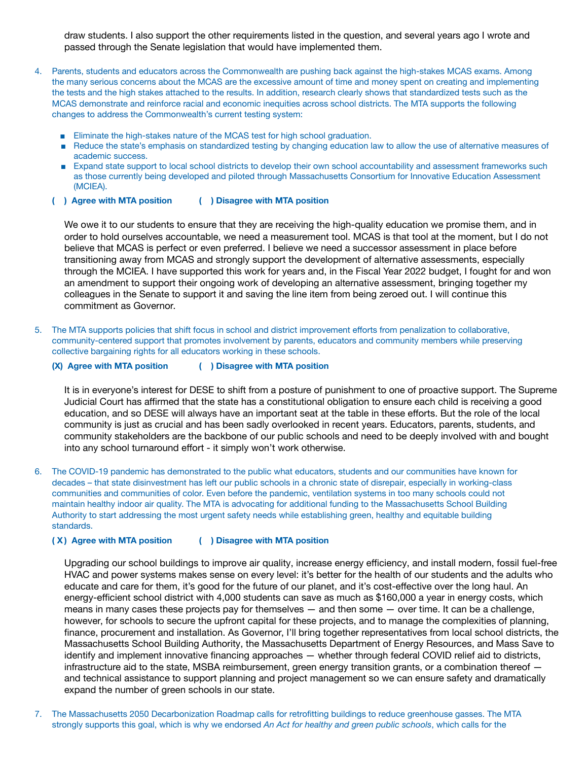draw students. I also support the other requirements listed in the question, and several years ago I wrote and passed through the Senate legislation that would have implemented them.

4. Parents, students and educators across the Commonwealth are pushing back against the high-stakes MCAS exams. Among the many serious concerns about the MCAS are the excessive amount of time and money spent on creating and implementing the tests and the high stakes attached to the results. In addition, research clearly shows that standardized tests such as the MCAS demonstrate and reinforce racial and economic inequities across school districts. The MTA supports the following changes to address the Commonwealth's current testing system:

   - Eliminate the high-stakes nature of the MCAS test for high school graduation.
   - Reduce the state's emphasis on standardized testing by changing education law to allow the use of alternative measures of academic success.
   - Expand state support to local school districts to develop their own school accountability and assessment frameworks such as those currently being developed and piloted through Massachusetts Consortium for Innovative Education Assessment (MCIEA).

   **( ) Agree with MTA position** **( ) Disagree with MTA position**

   We owe it to our students to ensure that they are receiving the high-quality education we promise them, and in order to hold ourselves accountable, we need a measurement tool. MCAS is that tool at the moment, but I do not believe that MCAS is perfect or even preferred. I believe we need a successor assessment in place before transitioning away from MCAS and strongly support the development of alternative assessments, especially through the MCIEA. I have supported this work for years and, in the Fiscal Year 2022 budget, I fought for and won an amendment to support their ongoing work of developing an alternative assessment, bringing together my colleagues in the Senate to support it and saving the line item from being zeroed out. I will continue this commitment as Governor.

5. The MTA supports policies that shift focus in school and district improvement efforts from penalization to collaborative, community-centered support that promotes involvement by parents, educators and community members while preserving collective bargaining rights for all educators working in these schools.

   **(X) Agree with MTA position** **( ) Disagree with MTA position**

   It is in everyone's interest for DESE to shift from a posture of punishment to one of proactive support. The Supreme Judicial Court has affirmed that the state has a constitutional obligation to ensure each child is receiving a good education, and so DESE will always have an important seat at the table in these efforts. But the role of the local community is just as crucial and has been sadly overlooked in recent years. Educators, parents, students, and community stakeholders are the backbone of our public schools and need to be deeply involved with and bought into any school turnaround effort - it simply won't work otherwise.

6. The COVID-19 pandemic has demonstrated to the public what educators, students and our communities have known for decades – that state disinvestment has left our public schools in a chronic state of disrepair, especially in working-class communities and communities of color. Even before the pandemic, ventilation systems in too many schools could not maintain healthy indoor air quality. The MTA is advocating for additional funding to the Massachusetts School Building Authority to start addressing the most urgent safety needs while establishing green, healthy and equitable building standards.

   **( X ) Agree with MTA position** **( ) Disagree with MTA position**

   Upgrading our school buildings to improve air quality, increase energy efficiency, and install modern, fossil fuel-free HVAC and power systems makes sense on every level: it's better for the health of our students and the adults who educate and care for them, it's good for the future of our planet, and it's cost-effective over the long haul. An energy-efficient school district with 4,000 students can save as much as $160,000 a year in energy costs, which means in many cases these projects pay for themselves — and then some — over time. It can be a challenge, however, for schools to secure the upfront capital for these projects, and to manage the complexities of planning, finance, procurement and installation. As Governor, I'll bring together representatives from local school districts, the Massachusetts School Building Authority, the Massachusetts Department of Energy Resources, and Mass Save to identify and implement innovative financing approaches — whether through federal COVID relief aid to districts, infrastructure aid to the state, MSBA reimbursement, green energy transition grants, or a combination thereof — and technical assistance to support planning and project management so we can ensure safety and dramatically expand the number of green schools in our state.

7. The Massachusetts 2050 Decarbonization Roadmap calls for retrofitting buildings to reduce greenhouse gasses. The MTA strongly supports this goal, which is why we endorsed *An Act for healthy and green public schools*, which calls for the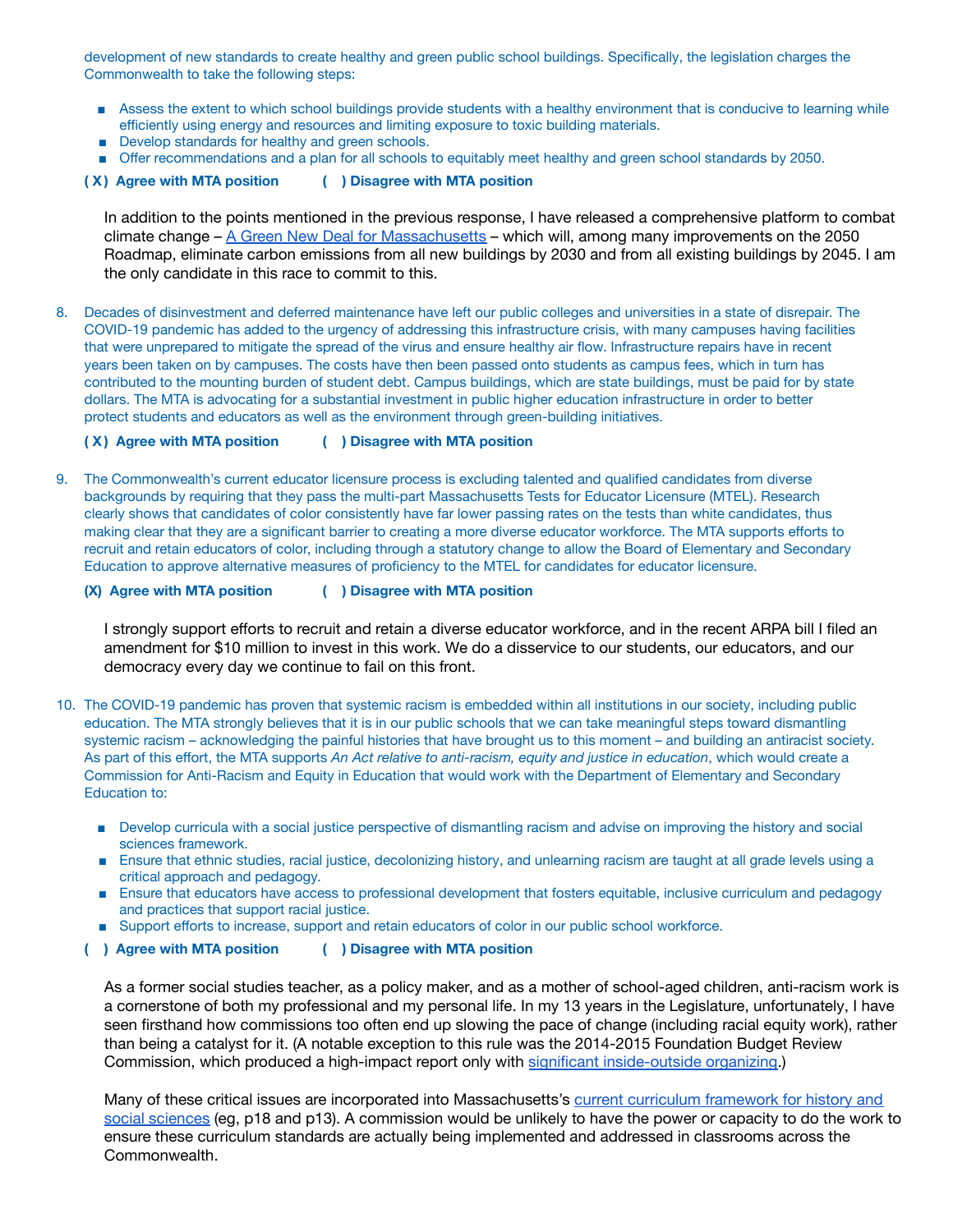development of new standards to create healthy and green public school buildings. Specifically, the legislation charges the Commonwealth to take the following steps:

- Assess the extent to which school buildings provide students with a healthy environment that is conducive to learning while efficiently using energy and resources and limiting exposure to toxic building materials.
- Develop standards for healthy and green schools.
- Offer recommendations and a plan for all schools to equitably meet healthy and green school standards by 2050.

**( X ) Agree with MTA position** **( ) Disagree with MTA position**

In addition to the points mentioned in the previous response, I have released a comprehensive platform to combat climate change – A Green New Deal for Massachusetts – which will, among many improvements on the 2050 Roadmap, eliminate carbon emissions from all new buildings by 2030 and from all existing buildings by 2045. I am the only candidate in this race to commit to this.

8. Decades of disinvestment and deferred maintenance have left our public colleges and universities in a state of disrepair. The COVID-19 pandemic has added to the urgency of addressing this infrastructure crisis, with many campuses having facilities that were unprepared to mitigate the spread of the virus and ensure healthy air flow. Infrastructure repairs have in recent years been taken on by campuses. The costs have then been passed onto students as campus fees, which in turn has contributed to the mounting burden of student debt. Campus buildings, which are state buildings, must be paid for by state dollars. The MTA is advocating for a substantial investment in public higher education infrastructure in order to better protect students and educators as well as the environment through green-building initiatives.

   **( X ) Agree with MTA position** **( ) Disagree with MTA position**

9. The Commonwealth's current educator licensure process is excluding talented and qualified candidates from diverse backgrounds by requiring that they pass the multi-part Massachusetts Tests for Educator Licensure (MTEL). Research clearly shows that candidates of color consistently have far lower passing rates on the tests than white candidates, thus making clear that they are a significant barrier to creating a more diverse educator workforce. The MTA supports efforts to recruit and retain educators of color, including through a statutory change to allow the Board of Elementary and Secondary Education to approve alternative measures of proficiency to the MTEL for candidates for educator licensure.

   **(X) Agree with MTA position** **( ) Disagree with MTA position**

   I strongly support efforts to recruit and retain a diverse educator workforce, and in the recent ARPA bill I filed an amendment for $10 million to invest in this work. We do a disservice to our students, our educators, and our democracy every day we continue to fail on this front.

10. The COVID-19 pandemic has proven that systemic racism is embedded within all institutions in our society, including public education. The MTA strongly believes that it is in our public schools that we can take meaningful steps toward dismantling systemic racism – acknowledging the painful histories that have brought us to this moment – and building an antiracist society. As part of this effort, the MTA supports *An Act relative to anti-racism, equity and justice in education*, which would create a Commission for Anti-Racism and Equity in Education that would work with the Department of Elementary and Secondary Education to:

    - Develop curricula with a social justice perspective of dismantling racism and advise on improving the history and social sciences framework.
    - Ensure that ethnic studies, racial justice, decolonizing history, and unlearning racism are taught at all grade levels using a critical approach and pedagogy.
    - Ensure that educators have access to professional development that fosters equitable, inclusive curriculum and pedagogy and practices that support racial justice.
    - Support efforts to increase, support and retain educators of color in our public school workforce.

    **( ) Agree with MTA position** **( ) Disagree with MTA position**

    As a former social studies teacher, as a policy maker, and as a mother of school-aged children, anti-racism work is a cornerstone of both my professional and my personal life. In my 13 years in the Legislature, unfortunately, I have seen firsthand how commissions too often end up slowing the pace of change (including racial equity work), rather than being a catalyst for it. (A notable exception to this rule was the 2014-2015 Foundation Budget Review Commission, which produced a high-impact report only with significant inside-outside organizing.)

    Many of these critical issues are incorporated into Massachusetts's current curriculum framework for history and social sciences (eg, p18 and p13). A commission would be unlikely to have the power or capacity to do the work to ensure these curriculum standards are actually being implemented and addressed in classrooms across the Commonwealth.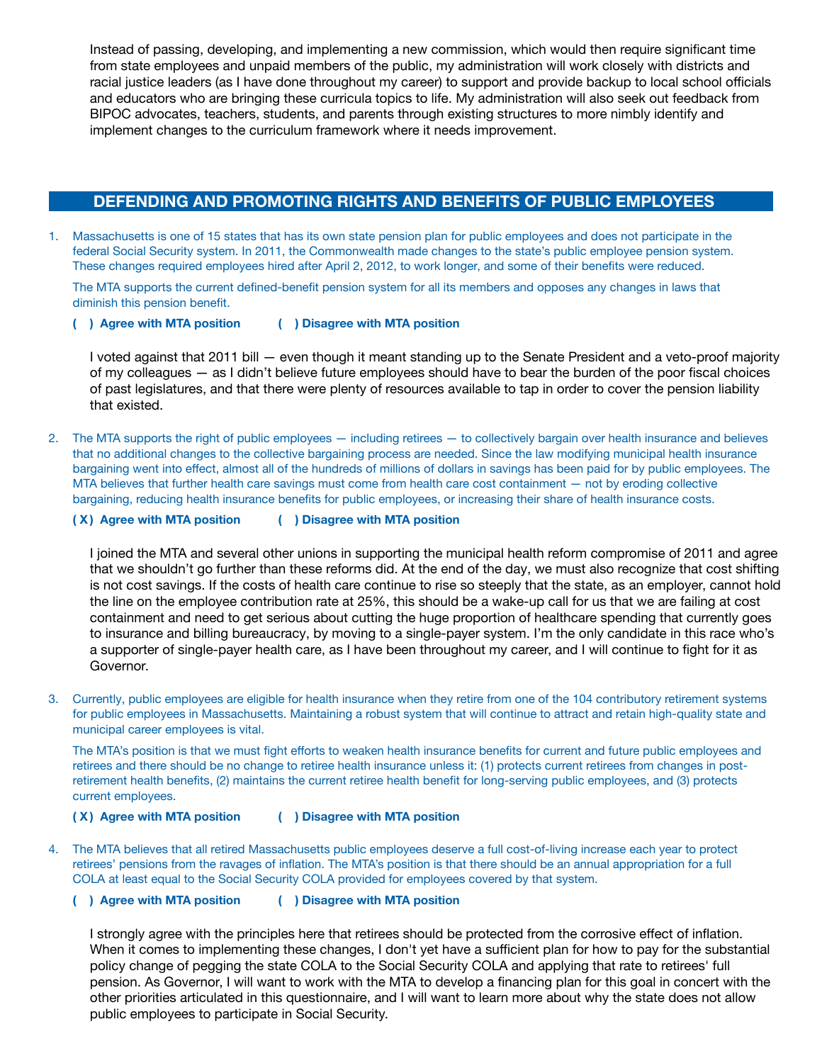Instead of passing, developing, and implementing a new commission, which would then require significant time from state employees and unpaid members of the public, my administration will work closely with districts and racial justice leaders (as I have done throughout my career) to support and provide backup to local school officials and educators who are bringing these curricula topics to life. My administration will also seek out feedback from BIPOC advocates, teachers, students, and parents through existing structures to more nimbly identify and implement changes to the curriculum framework where it needs improvement.

## DEFENDING AND PROMOTING RIGHTS AND BENEFITS OF PUBLIC EMPLOYEES

1. Massachusetts is one of 15 states that has its own state pension plan for public employees and does not participate in the federal Social Security system. In 2011, the Commonwealth made changes to the state's public employee pension system. These changes required employees hired after April 2, 2012, to work longer, and some of their benefits were reduced.

   The MTA supports the current defined-benefit pension system for all its members and opposes any changes in laws that diminish this pension benefit.

   **( ) Agree with MTA position** **( ) Disagree with MTA position**

   I voted against that 2011 bill — even though it meant standing up to the Senate President and a veto-proof majority of my colleagues — as I didn't believe future employees should have to bear the burden of the poor fiscal choices of past legislatures, and that there were plenty of resources available to tap in order to cover the pension liability that existed.

2. The MTA supports the right of public employees — including retirees — to collectively bargain over health insurance and believes that no additional changes to the collective bargaining process are needed. Since the law modifying municipal health insurance bargaining went into effect, almost all of the hundreds of millions of dollars in savings has been paid for by public employees. The MTA believes that further health care savings must come from health care cost containment — not by eroding collective bargaining, reducing health insurance benefits for public employees, or increasing their share of health insurance costs.

   **( X ) Agree with MTA position** **( ) Disagree with MTA position**

   I joined the MTA and several other unions in supporting the municipal health reform compromise of 2011 and agree that we shouldn't go further than these reforms did. At the end of the day, we must also recognize that cost shifting is not cost savings. If the costs of health care continue to rise so steeply that the state, as an employer, cannot hold the line on the employee contribution rate at 25%, this should be a wake-up call for us that we are failing at cost containment and need to get serious about cutting the huge proportion of healthcare spending that currently goes to insurance and billing bureaucracy, by moving to a single-payer system. I'm the only candidate in this race who's a supporter of single-payer health care, as I have been throughout my career, and I will continue to fight for it as Governor.

3. Currently, public employees are eligible for health insurance when they retire from one of the 104 contributory retirement systems for public employees in Massachusetts. Maintaining a robust system that will continue to attract and retain high-quality state and municipal career employees is vital.

   The MTA's position is that we must fight efforts to weaken health insurance benefits for current and future public employees and retirees and there should be no change to retiree health insurance unless it: (1) protects current retirees from changes in post-retirement health benefits, (2) maintains the current retiree health benefit for long-serving public employees, and (3) protects current employees.

   **( X ) Agree with MTA position** **( ) Disagree with MTA position**

4. The MTA believes that all retired Massachusetts public employees deserve a full cost-of-living increase each year to protect retirees' pensions from the ravages of inflation. The MTA's position is that there should be an annual appropriation for a full COLA at least equal to the Social Security COLA provided for employees covered by that system.

   **( ) Agree with MTA position** **( ) Disagree with MTA position**

   I strongly agree with the principles here that retirees should be protected from the corrosive effect of inflation. When it comes to implementing these changes, I don't yet have a sufficient plan for how to pay for the substantial policy change of pegging the state COLA to the Social Security COLA and applying that rate to retirees' full pension. As Governor, I will want to work with the MTA to develop a financing plan for this goal in concert with the other priorities articulated in this questionnaire, and I will want to learn more about why the state does not allow public employees to participate in Social Security.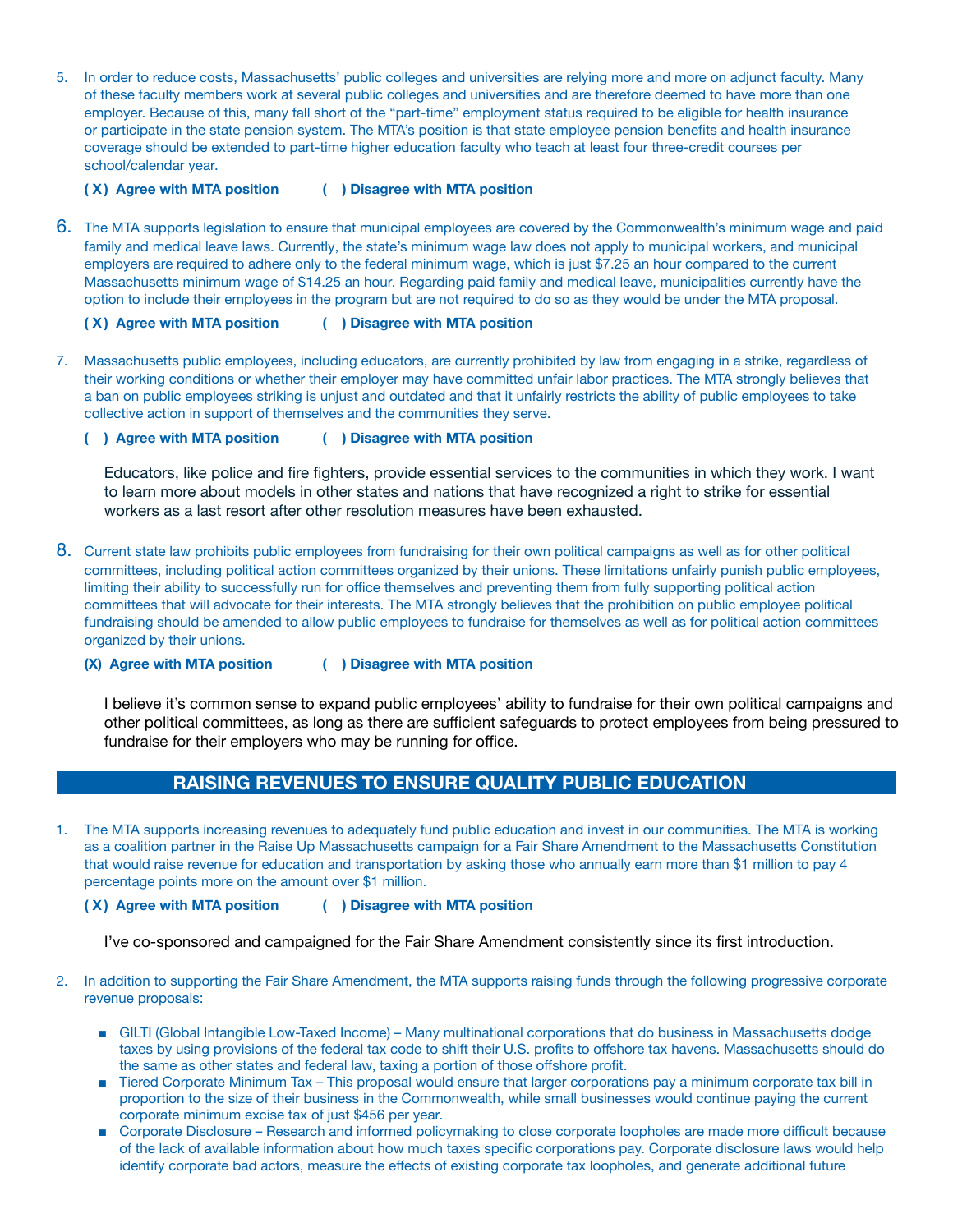5. In order to reduce costs, Massachusetts' public colleges and universities are relying more and more on adjunct faculty. Many of these faculty members work at several public colleges and universities and are therefore deemed to have more than one employer. Because of this, many fall short of the "part-time" employment status required to be eligible for health insurance or participate in the state pension system. The MTA's position is that state employee pension benefits and health insurance coverage should be extended to part-time higher education faculty who teach at least four three-credit courses per school/calendar year.

   **( X ) Agree with MTA position ( ) Disagree with MTA position**

6. The MTA supports legislation to ensure that municipal employees are covered by the Commonwealth's minimum wage and paid family and medical leave laws. Currently, the state's minimum wage law does not apply to municipal workers, and municipal employers are required to adhere only to the federal minimum wage, which is just $7.25 an hour compared to the current Massachusetts minimum wage of $14.25 an hour. Regarding paid family and medical leave, municipalities currently have the option to include their employees in the program but are not required to do so as they would be under the MTA proposal.

   **( X ) Agree with MTA position ( ) Disagree with MTA position**

7. Massachusetts public employees, including educators, are currently prohibited by law from engaging in a strike, regardless of their working conditions or whether their employer may have committed unfair labor practices. The MTA strongly believes that a ban on public employees striking is unjust and outdated and that it unfairly restricts the ability of public employees to take collective action in support of themselves and the communities they serve.

   **( ) Agree with MTA position ( ) Disagree with MTA position**

   Educators, like police and fire fighters, provide essential services to the communities in which they work. I want to learn more about models in other states and nations that have recognized a right to strike for essential workers as a last resort after other resolution measures have been exhausted.

8. Current state law prohibits public employees from fundraising for their own political campaigns as well as for other political committees, including political action committees organized by their unions. These limitations unfairly punish public employees, limiting their ability to successfully run for office themselves and preventing them from fully supporting political action committees that will advocate for their interests. The MTA strongly believes that the prohibition on public employee political fundraising should be amended to allow public employees to fundraise for themselves as well as for political action committees organized by their unions.

   **(X) Agree with MTA position ( ) Disagree with MTA position**

   I believe it's common sense to expand public employees' ability to fundraise for their own political campaigns and other political committees, as long as there are sufficient safeguards to protect employees from being pressured to fundraise for their employers who may be running for office.

## RAISING REVENUES TO ENSURE QUALITY PUBLIC EDUCATION

1. The MTA supports increasing revenues to adequately fund public education and invest in our communities. The MTA is working as a coalition partner in the Raise Up Massachusetts campaign for a Fair Share Amendment to the Massachusetts Constitution that would raise revenue for education and transportation by asking those who annually earn more than $1 million to pay 4 percentage points more on the amount over $1 million.

   **( X ) Agree with MTA position ( ) Disagree with MTA position**

   I've co-sponsored and campaigned for the Fair Share Amendment consistently since its first introduction.

2. In addition to supporting the Fair Share Amendment, the MTA supports raising funds through the following progressive corporate revenue proposals:

   - GILTI (Global Intangible Low-Taxed Income) – Many multinational corporations that do business in Massachusetts dodge taxes by using provisions of the federal tax code to shift their U.S. profits to offshore tax havens. Massachusetts should do the same as other states and federal law, taxing a portion of those offshore profit.
   - Tiered Corporate Minimum Tax – This proposal would ensure that larger corporations pay a minimum corporate tax bill in proportion to the size of their business in the Commonwealth, while small businesses would continue paying the current corporate minimum excise tax of just $456 per year.
   - Corporate Disclosure – Research and informed policymaking to close corporate loopholes are made more difficult because of the lack of available information about how much taxes specific corporations pay. Corporate disclosure laws would help identify corporate bad actors, measure the effects of existing corporate tax loopholes, and generate additional future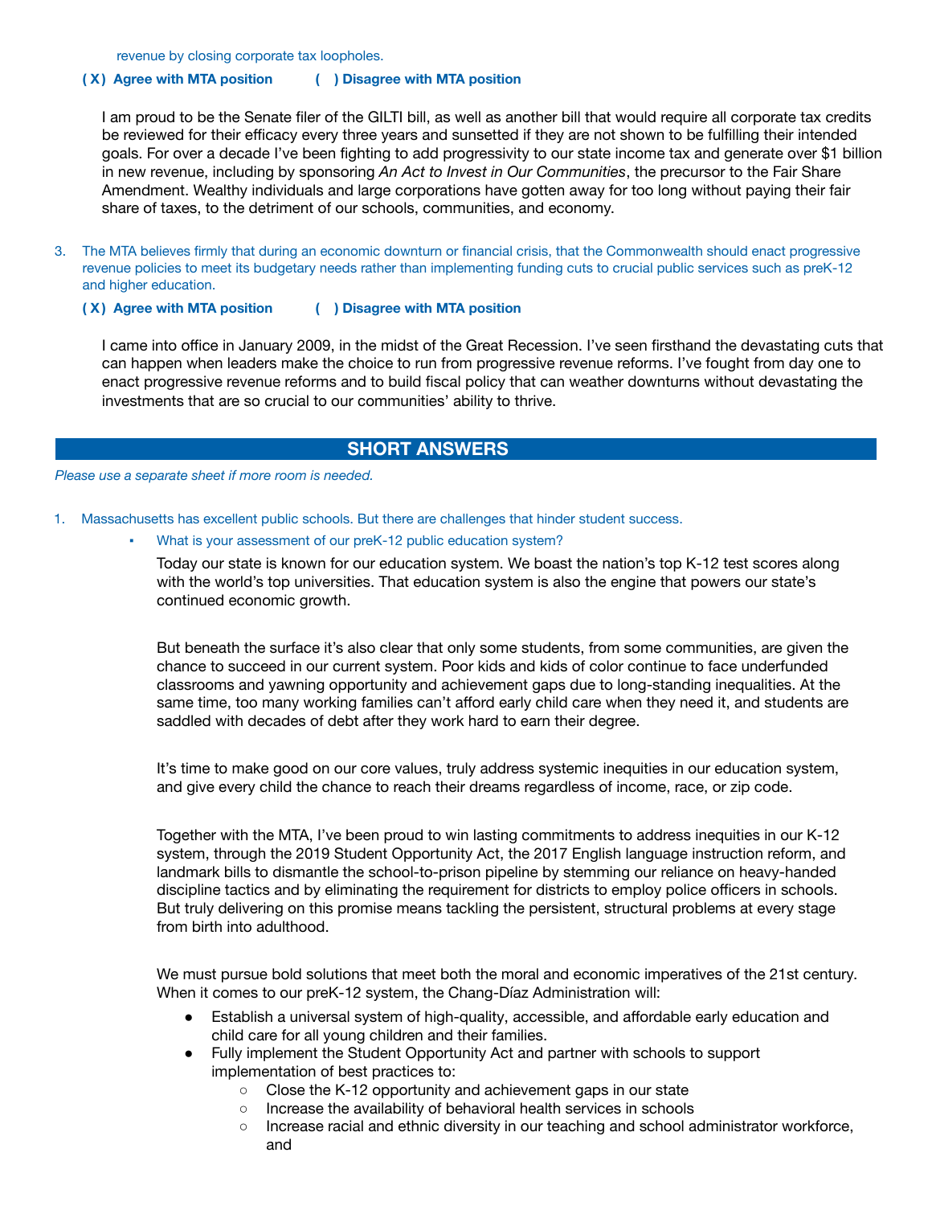revenue by closing corporate tax loopholes.

**( X ) Agree with MTA position ( ) Disagree with MTA position**

I am proud to be the Senate filer of the GILTI bill, as well as another bill that would require all corporate tax credits be reviewed for their efficacy every three years and sunsetted if they are not shown to be fulfilling their intended goals. For over a decade I've been fighting to add progressivity to our state income tax and generate over $1 billion in new revenue, including by sponsoring *An Act to Invest in Our Communities*, the precursor to the Fair Share Amendment. Wealthy individuals and large corporations have gotten away for too long without paying their fair share of taxes, to the detriment of our schools, communities, and economy.

3. The MTA believes firmly that during an economic downturn or financial crisis, that the Commonwealth should enact progressive revenue policies to meet its budgetary needs rather than implementing funding cuts to crucial public services such as preK-12 and higher education.

**( X ) Agree with MTA position ( ) Disagree with MTA position**

I came into office in January 2009, in the midst of the Great Recession. I've seen firsthand the devastating cuts that can happen when leaders make the choice to run from progressive revenue reforms. I've fought from day one to enact progressive revenue reforms and to build fiscal policy that can weather downturns without devastating the investments that are so crucial to our communities' ability to thrive.

## SHORT ANSWERS

*Please use a separate sheet if more room is needed.*

1. Massachusetts has excellent public schools. But there are challenges that hinder student success.
   - What is your assessment of our preK-12 public education system?

     Today our state is known for our education system. We boast the nation's top K-12 test scores along with the world's top universities. That education system is also the engine that powers our state's continued economic growth.

     But beneath the surface it's also clear that only some students, from some communities, are given the chance to succeed in our current system. Poor kids and kids of color continue to face underfunded classrooms and yawning opportunity and achievement gaps due to long-standing inequalities. At the same time, too many working families can't afford early child care when they need it, and students are saddled with decades of debt after they work hard to earn their degree.

     It's time to make good on our core values, truly address systemic inequities in our education system, and give every child the chance to reach their dreams regardless of income, race, or zip code.

     Together with the MTA, I've been proud to win lasting commitments to address inequities in our K-12 system, through the 2019 Student Opportunity Act, the 2017 English language instruction reform, and landmark bills to dismantle the school-to-prison pipeline by stemming our reliance on heavy-handed discipline tactics and by eliminating the requirement for districts to employ police officers in schools. But truly delivering on this promise means tackling the persistent, structural problems at every stage from birth into adulthood.

     We must pursue bold solutions that meet both the moral and economic imperatives of the 21st century. When it comes to our preK-12 system, the Chang-Díaz Administration will:

     - Establish a universal system of high-quality, accessible, and affordable early education and child care for all young children and their families.
     - Fully implement the Student Opportunity Act and partner with schools to support implementation of best practices to:
       - Close the K-12 opportunity and achievement gaps in our state
       - Increase the availability of behavioral health services in schools
       - Increase racial and ethnic diversity in our teaching and school administrator workforce, and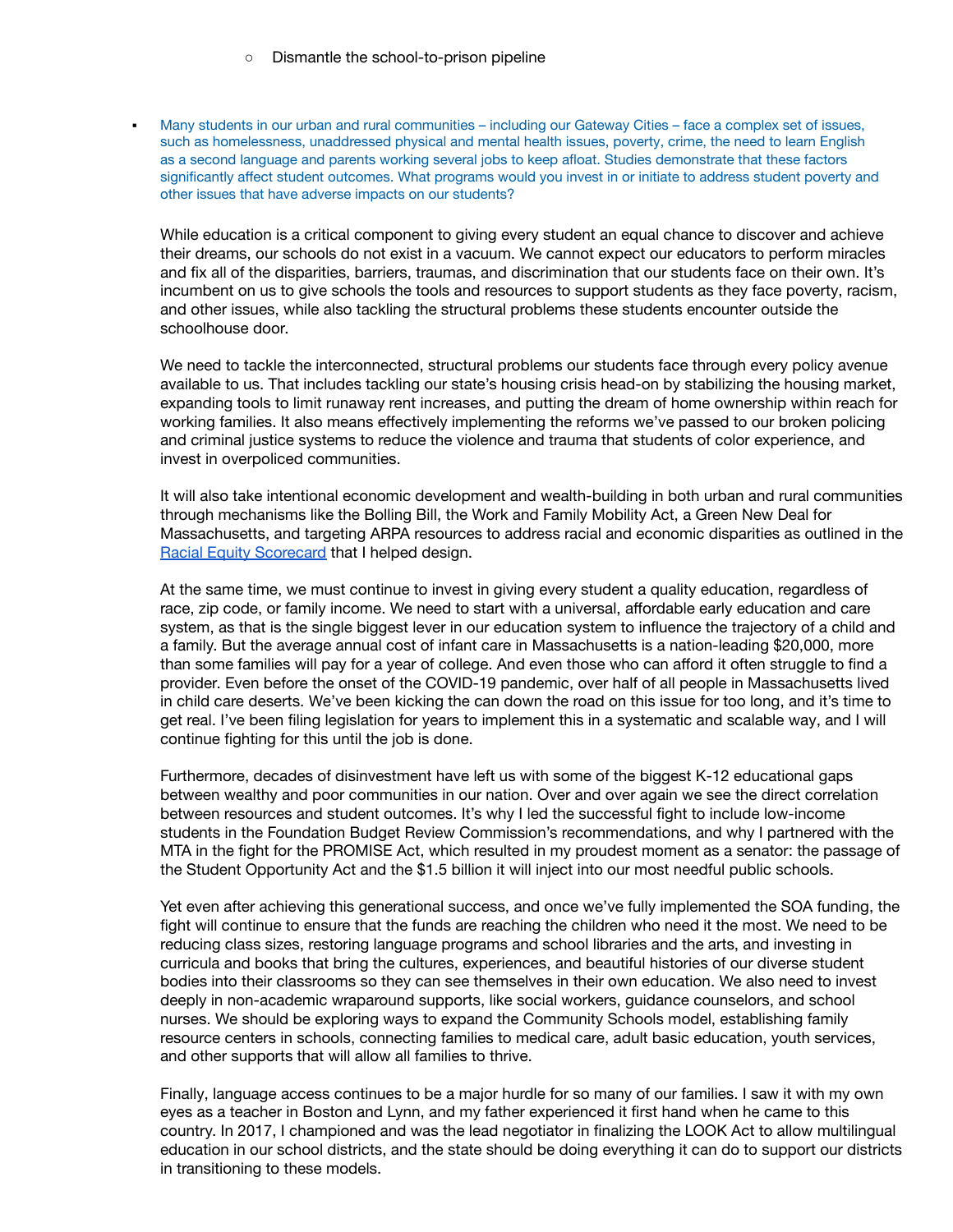- Dismantle the school-to-prison pipeline

- Many students in our urban and rural communities – including our Gateway Cities – face a complex set of issues, such as homelessness, unaddressed physical and mental health issues, poverty, crime, the need to learn English as a second language and parents working several jobs to keep afloat. Studies demonstrate that these factors significantly affect student outcomes. What programs would you invest in or initiate to address student poverty and other issues that have adverse impacts on our students?

  While education is a critical component to giving every student an equal chance to discover and achieve their dreams, our schools do not exist in a vacuum. We cannot expect our educators to perform miracles and fix all of the disparities, barriers, traumas, and discrimination that our students face on their own. It's incumbent on us to give schools the tools and resources to support students as they face poverty, racism, and other issues, while also tackling the structural problems these students encounter outside the schoolhouse door.

  We need to tackle the interconnected, structural problems our students face through every policy avenue available to us. That includes tackling our state's housing crisis head-on by stabilizing the housing market, expanding tools to limit runaway rent increases, and putting the dream of home ownership within reach for working families. It also means effectively implementing the reforms we've passed to our broken policing and criminal justice systems to reduce the violence and trauma that students of color experience, and invest in overpoliced communities.

  It will also take intentional economic development and wealth-building in both urban and rural communities through mechanisms like the Bolling Bill, the Work and Family Mobility Act, a Green New Deal for Massachusetts, and targeting ARPA resources to address racial and economic disparities as outlined in the Racial Equity Scorecard that I helped design.

  At the same time, we must continue to invest in giving every student a quality education, regardless of race, zip code, or family income. We need to start with a universal, affordable early education and care system, as that is the single biggest lever in our education system to influence the trajectory of a child and a family. But the average annual cost of infant care in Massachusetts is a nation-leading $20,000, more than some families will pay for a year of college. And even those who can afford it often struggle to find a provider. Even before the onset of the COVID-19 pandemic, over half of all people in Massachusetts lived in child care deserts. We've been kicking the can down the road on this issue for too long, and it's time to get real. I've been filing legislation for years to implement this in a systematic and scalable way, and I will continue fighting for this until the job is done.

  Furthermore, decades of disinvestment have left us with some of the biggest K-12 educational gaps between wealthy and poor communities in our nation. Over and over again we see the direct correlation between resources and student outcomes. It's why I led the successful fight to include low-income students in the Foundation Budget Review Commission's recommendations, and why I partnered with the MTA in the fight for the PROMISE Act, which resulted in my proudest moment as a senator: the passage of the Student Opportunity Act and the $1.5 billion it will inject into our most needful public schools.

  Yet even after achieving this generational success, and once we've fully implemented the SOA funding, the fight will continue to ensure that the funds are reaching the children who need it the most. We need to be reducing class sizes, restoring language programs and school libraries and the arts, and investing in curricula and books that bring the cultures, experiences, and beautiful histories of our diverse student bodies into their classrooms so they can see themselves in their own education. We also need to invest deeply in non-academic wraparound supports, like social workers, guidance counselors, and school nurses. We should be exploring ways to expand the Community Schools model, establishing family resource centers in schools, connecting families to medical care, adult basic education, youth services, and other supports that will allow all families to thrive.

  Finally, language access continues to be a major hurdle for so many of our families. I saw it with my own eyes as a teacher in Boston and Lynn, and my father experienced it first hand when he came to this country. In 2017, I championed and was the lead negotiator in finalizing the LOOK Act to allow multilingual education in our school districts, and the state should be doing everything it can to support our districts in transitioning to these models.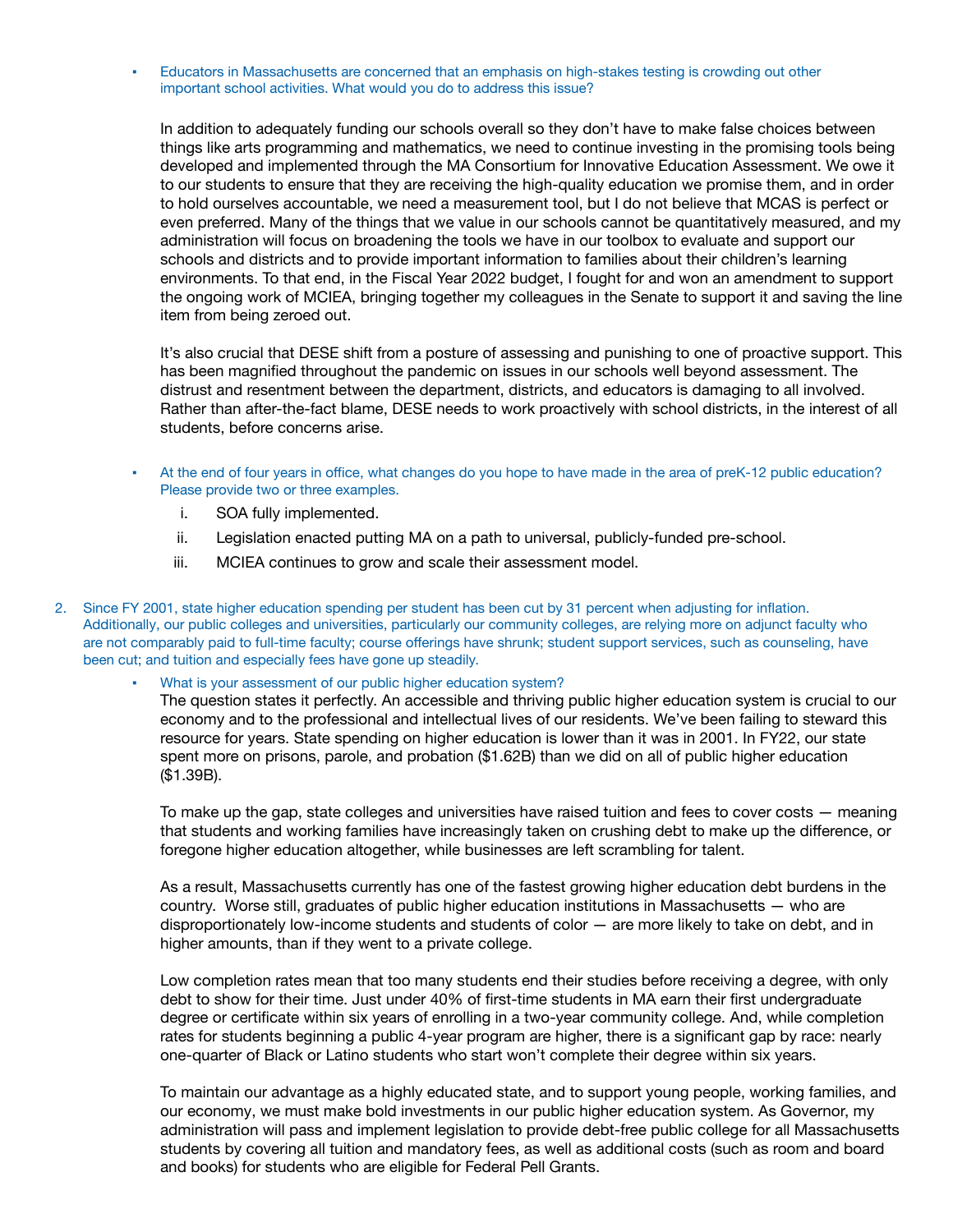- Educators in Massachusetts are concerned that an emphasis on high-stakes testing is crowding out other important school activities. What would you do to address this issue?

  In addition to adequately funding our schools overall so they don't have to make false choices between things like arts programming and mathematics, we need to continue investing in the promising tools being developed and implemented through the MA Consortium for Innovative Education Assessment. We owe it to our students to ensure that they are receiving the high-quality education we promise them, and in order to hold ourselves accountable, we need a measurement tool, but I do not believe that MCAS is perfect or even preferred. Many of the things that we value in our schools cannot be quantitatively measured, and my administration will focus on broadening the tools we have in our toolbox to evaluate and support our schools and districts and to provide important information to families about their children's learning environments. To that end, in the Fiscal Year 2022 budget, I fought for and won an amendment to support the ongoing work of MCIEA, bringing together my colleagues in the Senate to support it and saving the line item from being zeroed out.

  It's also crucial that DESE shift from a posture of assessing and punishing to one of proactive support. This has been magnified throughout the pandemic on issues in our schools well beyond assessment. The distrust and resentment between the department, districts, and educators is damaging to all involved. Rather than after-the-fact blame, DESE needs to work proactively with school districts, in the interest of all students, before concerns arise.

- At the end of four years in office, what changes do you hope to have made in the area of preK-12 public education? Please provide two or three examples.

  i. SOA fully implemented.
  ii. Legislation enacted putting MA on a path to universal, publicly-funded pre-school.
  iii. MCIEA continues to grow and scale their assessment model.

2. Since FY 2001, state higher education spending per student has been cut by 31 percent when adjusting for inflation. Additionally, our public colleges and universities, particularly our community colleges, are relying more on adjunct faculty who are not comparably paid to full-time faculty; course offerings have shrunk; student support services, such as counseling, have been cut; and tuition and especially fees have gone up steadily.

   - What is your assessment of our public higher education system?

     The question states it perfectly. An accessible and thriving public higher education system is crucial to our economy and to the professional and intellectual lives of our residents. We've been failing to steward this resource for years. State spending on higher education is lower than it was in 2001. In FY22, our state spent more on prisons, parole, and probation ($1.62B) than we did on all of public higher education ($1.39B).

     To make up the gap, state colleges and universities have raised tuition and fees to cover costs — meaning that students and working families have increasingly taken on crushing debt to make up the difference, or foregone higher education altogether, while businesses are left scrambling for talent.

     As a result, Massachusetts currently has one of the fastest growing higher education debt burdens in the country. Worse still, graduates of public higher education institutions in Massachusetts — who are disproportionately low-income students and students of color — are more likely to take on debt, and in higher amounts, than if they went to a private college.

     Low completion rates mean that too many students end their studies before receiving a degree, with only debt to show for their time. Just under 40% of first-time students in MA earn their first undergraduate degree or certificate within six years of enrolling in a two-year community college. And, while completion rates for students beginning a public 4-year program are higher, there is a significant gap by race: nearly one-quarter of Black or Latino students who start won't complete their degree within six years.

     To maintain our advantage as a highly educated state, and to support young people, working families, and our economy, we must make bold investments in our public higher education system. As Governor, my administration will pass and implement legislation to provide debt-free public college for all Massachusetts students by covering all tuition and mandatory fees, as well as additional costs (such as room and board and books) for students who are eligible for Federal Pell Grants.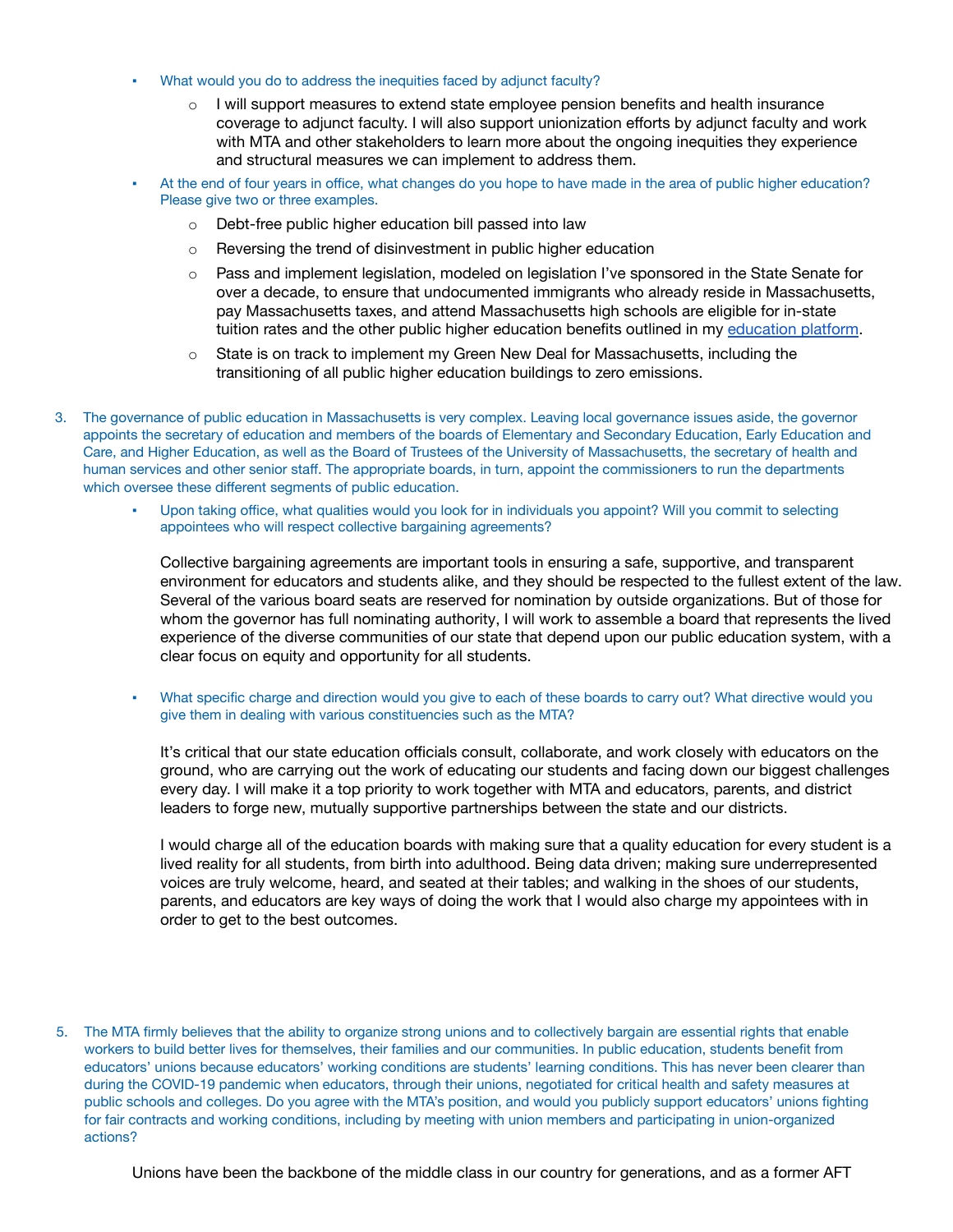- What would you do to address the inequities faced by adjunct faculty?
    - I will support measures to extend state employee pension benefits and health insurance coverage to adjunct faculty. I will also support unionization efforts by adjunct faculty and work with MTA and other stakeholders to learn more about the ongoing inequities they experience and structural measures we can implement to address them.
- At the end of four years in office, what changes do you hope to have made in the area of public higher education? Please give two or three examples.
    - Debt-free public higher education bill passed into law
    - Reversing the trend of disinvestment in public higher education
    - Pass and implement legislation, modeled on legislation I've sponsored in the State Senate for over a decade, to ensure that undocumented immigrants who already reside in Massachusetts, pay Massachusetts taxes, and attend Massachusetts high schools are eligible for in-state tuition rates and the other public higher education benefits outlined in my education platform.
    - State is on track to implement my Green New Deal for Massachusetts, including the transitioning of all public higher education buildings to zero emissions.

3. The governance of public education in Massachusetts is very complex. Leaving local governance issues aside, the governor appoints the secretary of education and members of the boards of Elementary and Secondary Education, Early Education and Care, and Higher Education, as well as the Board of Trustees of the University of Massachusetts, the secretary of health and human services and other senior staff. The appropriate boards, in turn, appoint the commissioners to run the departments which oversee these different segments of public education.

    - Upon taking office, what qualities would you look for in individuals you appoint? Will you commit to selecting appointees who will respect collective bargaining agreements?

      Collective bargaining agreements are important tools in ensuring a safe, supportive, and transparent environment for educators and students alike, and they should be respected to the fullest extent of the law. Several of the various board seats are reserved for nomination by outside organizations. But of those for whom the governor has full nominating authority, I will work to assemble a board that represents the lived experience of the diverse communities of our state that depend upon our public education system, with a clear focus on equity and opportunity for all students.

    - What specific charge and direction would you give to each of these boards to carry out? What directive would you give them in dealing with various constituencies such as the MTA?

      It's critical that our state education officials consult, collaborate, and work closely with educators on the ground, who are carrying out the work of educating our students and facing down our biggest challenges every day. I will make it a top priority to work together with MTA and educators, parents, and district leaders to forge new, mutually supportive partnerships between the state and our districts.

      I would charge all of the education boards with making sure that a quality education for every student is a lived reality for all students, from birth into adulthood. Being data driven; making sure underrepresented voices are truly welcome, heard, and seated at their tables; and walking in the shoes of our students, parents, and educators are key ways of doing the work that I would also charge my appointees with in order to get to the best outcomes.

5. The MTA firmly believes that the ability to organize strong unions and to collectively bargain are essential rights that enable workers to build better lives for themselves, their families and our communities. In public education, students benefit from educators' unions because educators' working conditions are students' learning conditions. This has never been clearer than during the COVID-19 pandemic when educators, through their unions, negotiated for critical health and safety measures at public schools and colleges. Do you agree with the MTA's position, and would you publicly support educators' unions fighting for fair contracts and working conditions, including by meeting with union members and participating in union-organized actions?

   Unions have been the backbone of the middle class in our country for generations, and as a former AFT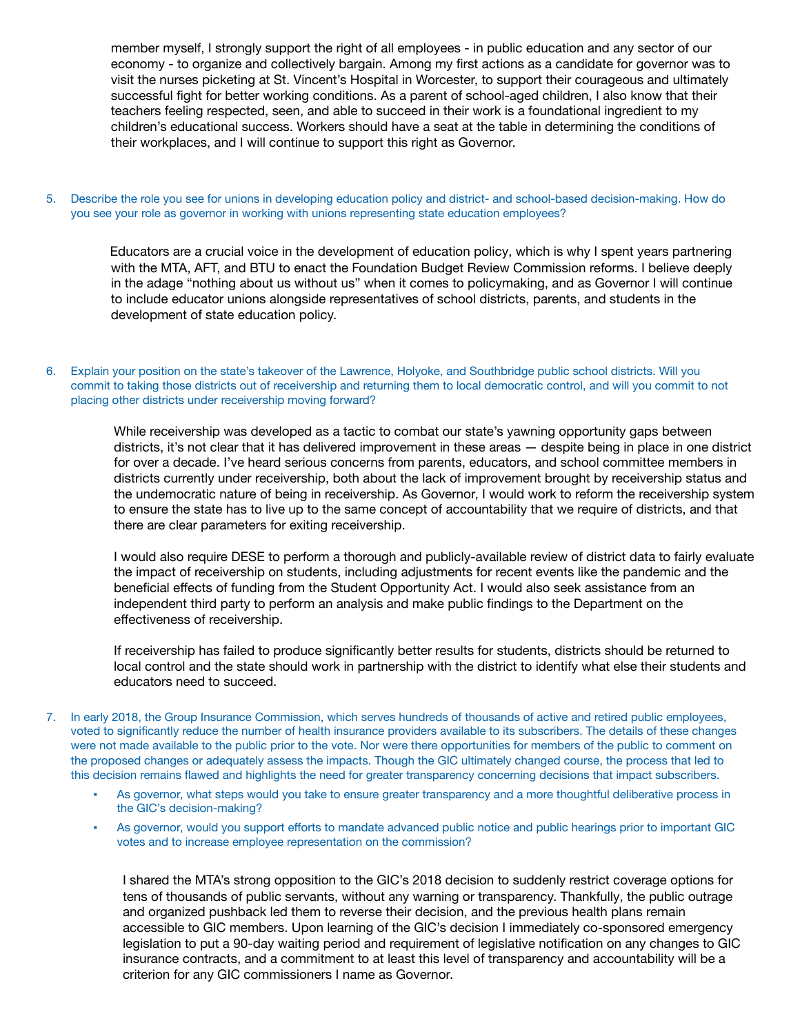member myself, I strongly support the right of all employees - in public education and any sector of our economy - to organize and collectively bargain. Among my first actions as a candidate for governor was to visit the nurses picketing at St. Vincent's Hospital in Worcester, to support their courageous and ultimately successful fight for better working conditions. As a parent of school-aged children, I also know that their teachers feeling respected, seen, and able to succeed in their work is a foundational ingredient to my children's educational success. Workers should have a seat at the table in determining the conditions of their workplaces, and I will continue to support this right as Governor.

5. Describe the role you see for unions in developing education policy and district- and school-based decision-making. How do you see your role as governor in working with unions representing state education employees?

Educators are a crucial voice in the development of education policy, which is why I spent years partnering with the MTA, AFT, and BTU to enact the Foundation Budget Review Commission reforms. I believe deeply in the adage "nothing about us without us" when it comes to policymaking, and as Governor I will continue to include educator unions alongside representatives of school districts, parents, and students in the development of state education policy.

6. Explain your position on the state's takeover of the Lawrence, Holyoke, and Southbridge public school districts. Will you commit to taking those districts out of receivership and returning them to local democratic control, and will you commit to not placing other districts under receivership moving forward?

While receivership was developed as a tactic to combat our state's yawning opportunity gaps between districts, it's not clear that it has delivered improvement in these areas — despite being in place in one district for over a decade. I've heard serious concerns from parents, educators, and school committee members in districts currently under receivership, both about the lack of improvement brought by receivership status and the undemocratic nature of being in receivership. As Governor, I would work to reform the receivership system to ensure the state has to live up to the same concept of accountability that we require of districts, and that there are clear parameters for exiting receivership.

I would also require DESE to perform a thorough and publicly-available review of district data to fairly evaluate the impact of receivership on students, including adjustments for recent events like the pandemic and the beneficial effects of funding from the Student Opportunity Act. I would also seek assistance from an independent third party to perform an analysis and make public findings to the Department on the effectiveness of receivership.

If receivership has failed to produce significantly better results for students, districts should be returned to local control and the state should work in partnership with the district to identify what else their students and educators need to succeed.

7. In early 2018, the Group Insurance Commission, which serves hundreds of thousands of active and retired public employees, voted to significantly reduce the number of health insurance providers available to its subscribers. The details of these changes were not made available to the public prior to the vote. Nor were there opportunities for members of the public to comment on the proposed changes or adequately assess the impacts. Though the GIC ultimately changed course, the process that led to this decision remains flawed and highlights the need for greater transparency concerning decisions that impact subscribers.
   - As governor, what steps would you take to ensure greater transparency and a more thoughtful deliberative process in the GIC's decision-making?
   - As governor, would you support efforts to mandate advanced public notice and public hearings prior to important GIC votes and to increase employee representation on the commission?

I shared the MTA's strong opposition to the GIC's 2018 decision to suddenly restrict coverage options for tens of thousands of public servants, without any warning or transparency. Thankfully, the public outrage and organized pushback led them to reverse their decision, and the previous health plans remain accessible to GIC members. Upon learning of the GIC's decision I immediately co-sponsored emergency legislation to put a 90-day waiting period and requirement of legislative notification on any changes to GIC insurance contracts, and a commitment to at least this level of transparency and accountability will be a criterion for any GIC commissioners I name as Governor.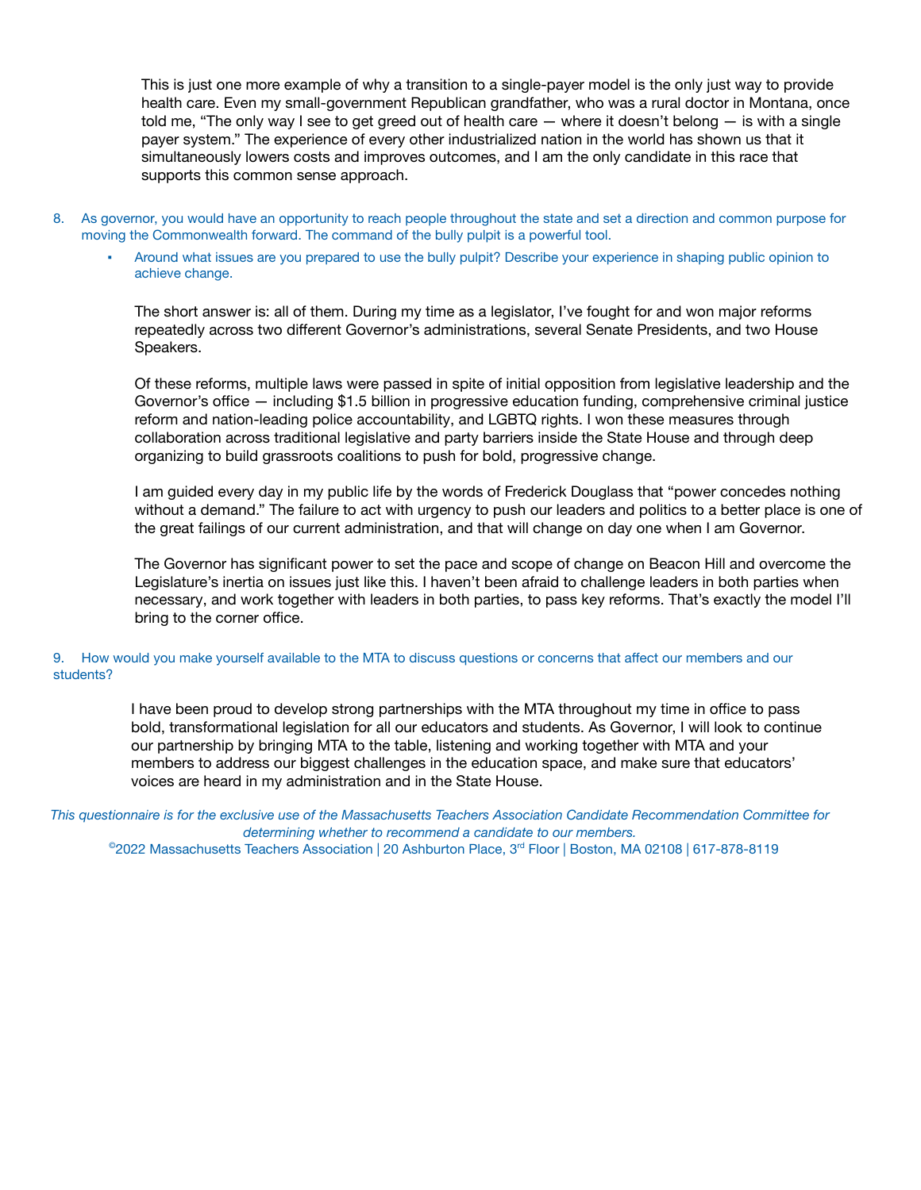This is just one more example of why a transition to a single-payer model is the only just way to provide health care. Even my small-government Republican grandfather, who was a rural doctor in Montana, once told me, "The only way I see to get greed out of health care — where it doesn't belong — is with a single payer system." The experience of every other industrialized nation in the world has shown us that it simultaneously lowers costs and improves outcomes, and I am the only candidate in this race that supports this common sense approach.

8. As governor, you would have an opportunity to reach people throughout the state and set a direction and common purpose for moving the Commonwealth forward. The command of the bully pulpit is a powerful tool.

   - Around what issues are you prepared to use the bully pulpit? Describe your experience in shaping public opinion to achieve change.

   The short answer is: all of them. During my time as a legislator, I've fought for and won major reforms repeatedly across two different Governor's administrations, several Senate Presidents, and two House Speakers.

   Of these reforms, multiple laws were passed in spite of initial opposition from legislative leadership and the Governor's office — including $1.5 billion in progressive education funding, comprehensive criminal justice reform and nation-leading police accountability, and LGBTQ rights. I won these measures through collaboration across traditional legislative and party barriers inside the State House and through deep organizing to build grassroots coalitions to push for bold, progressive change.

   I am guided every day in my public life by the words of Frederick Douglass that "power concedes nothing without a demand." The failure to act with urgency to push our leaders and politics to a better place is one of the great failings of our current administration, and that will change on day one when I am Governor.

   The Governor has significant power to set the pace and scope of change on Beacon Hill and overcome the Legislature's inertia on issues just like this. I haven't been afraid to challenge leaders in both parties when necessary, and work together with leaders in both parties, to pass key reforms. That's exactly the model I'll bring to the corner office.

9. How would you make yourself available to the MTA to discuss questions or concerns that affect our members and our students?

   I have been proud to develop strong partnerships with the MTA throughout my time in office to pass bold, transformational legislation for all our educators and students. As Governor, I will look to continue our partnership by bringing MTA to the table, listening and working together with MTA and your members to address our biggest challenges in the education space, and make sure that educators' voices are heard in my administration and in the State House.

*This questionnaire is for the exclusive use of the Massachusetts Teachers Association Candidate Recommendation Committee for determining whether to recommend a candidate to our members.*

©2022 Massachusetts Teachers Association | 20 Ashburton Place, 3rd Floor | Boston, MA 02108 | 617-878-8119